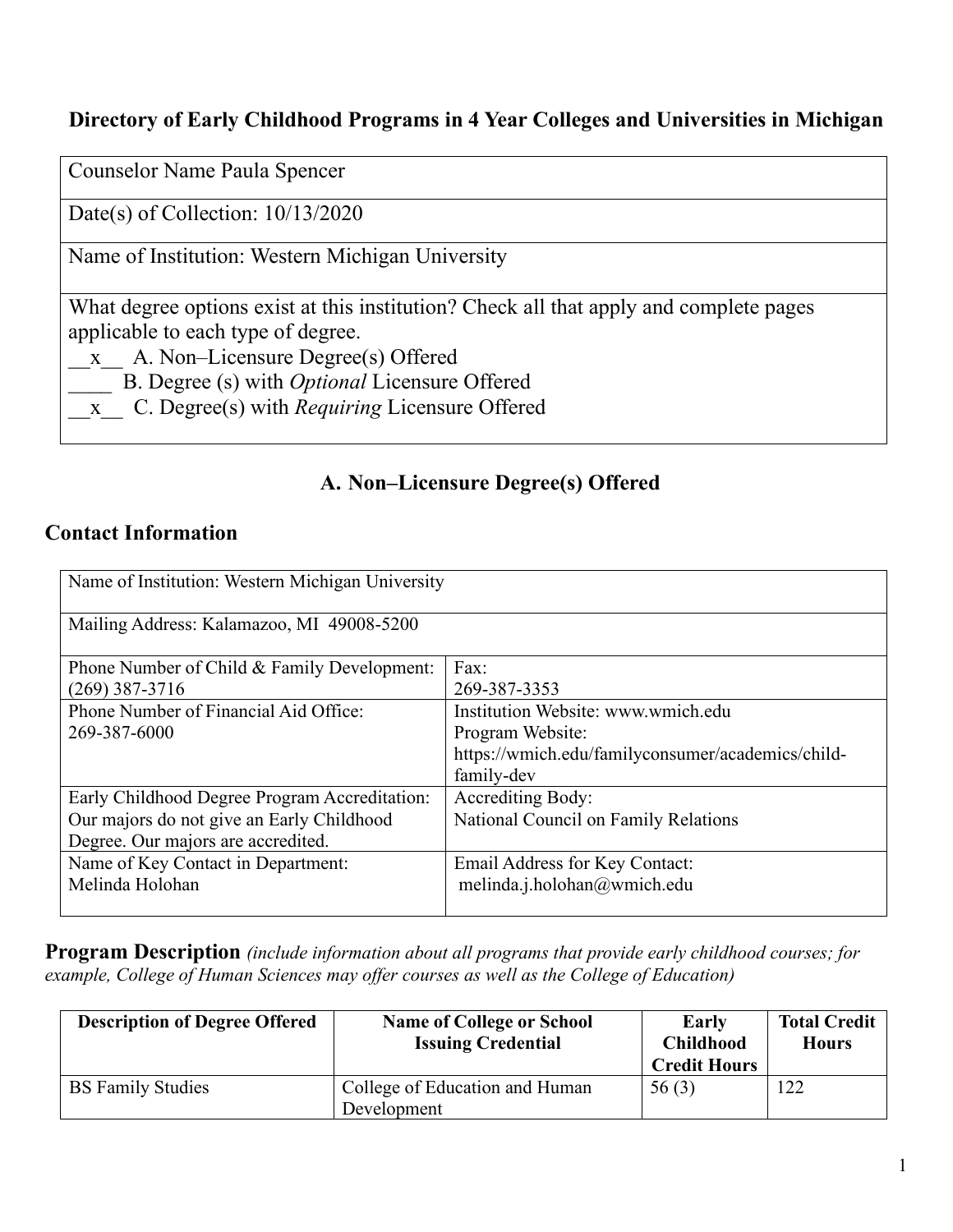# Directory of Early Childhood Programs in 4 Year Colleges and Universities in Michigan

| Counselor Name Paula Spencer |
|---|
| Date(s) of Collection: 10/13/2020 |
| Name of Institution: Western Michigan University |
| What degree options exist at this institution? Check all that apply and complete pages applicable to each type of degree.<br>__x__ A. Non–Licensure Degree(s) Offered<br>____ B. Degree (s) with *Optional* Licensure Offered<br>__x__ C. Degree(s) with *Requiring* Licensure Offered |

## A. Non–Licensure Degree(s) Offered

### Contact Information

| Name of Institution: Western Michigan University | |
|---|---|
| Mailing Address: Kalamazoo, MI 49008-5200 | |
| Phone Number of Child & Family Development: (269) 387-3716 | Fax: 269-387-3353 |
| Phone Number of Financial Aid Office: 269-387-6000 | Institution Website: www.wmich.edu<br>Program Website: https://wmich.edu/familyconsumer/academics/child-family-dev |
| Early Childhood Degree Program Accreditation: Our majors do not give an Early Childhood Degree. Our majors are accredited. | Accrediting Body: National Council on Family Relations |
| Name of Key Contact in Department: Melinda Holohan | Email Address for Key Contact: melinda.j.holohan@wmich.edu |

**Program Description** *(include information about all programs that provide early childhood courses; for example, College of Human Sciences may offer courses as well as the College of Education)*

| Description of Degree Offered | Name of College or School Issuing Credential | Early Childhood Credit Hours | Total Credit Hours |
|---|---|---|---|
| BS Family Studies | College of Education and Human Development | 56 (3) | 122 |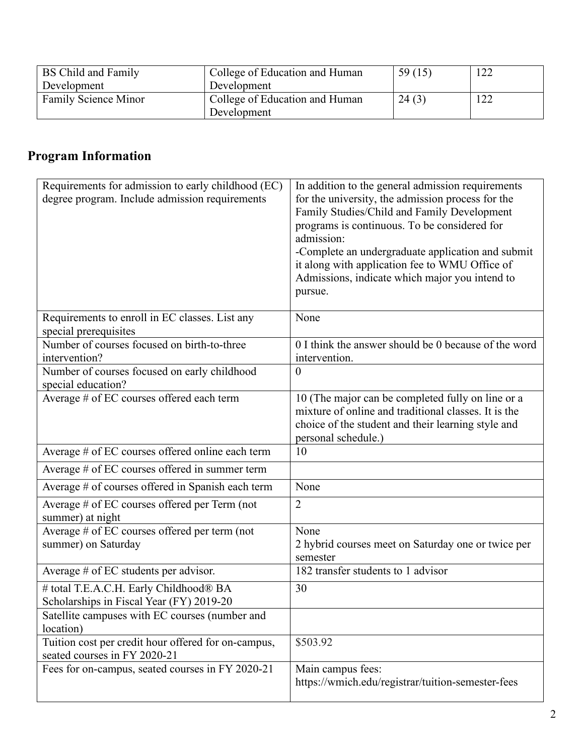| | | | |
|---|---|---|---|
| BS Child and Family Development | College of Education and Human Development | 59 (15) | 122 |
| Family Science Minor | College of Education and Human Development | 24 (3) | 122 |

## Program Information

| | |
|---|---|
| Requirements for admission to early childhood (EC) degree program. Include admission requirements | In addition to the general admission requirements for the university, the admission process for the Family Studies/Child and Family Development programs is continuous. To be considered for admission:<br>-Complete an undergraduate application and submit it along with application fee to WMU Office of Admissions, indicate which major you intend to pursue. |
| Requirements to enroll in EC classes. List any special prerequisites | None |
| Number of courses focused on birth-to-three intervention? | 0 I think the answer should be 0 because of the word intervention. |
| Number of courses focused on early childhood special education? | 0 |
| Average # of EC courses offered each term | 10 (The major can be completed fully on line or a mixture of online and traditional classes. It is the choice of the student and their learning style and personal schedule.) |
| Average # of EC courses offered online each term | 10 |
| Average # of EC courses offered in summer term | |
| Average # of courses offered in Spanish each term | None |
| Average # of EC courses offered per Term (not summer) at night | 2 |
| Average # of EC courses offered per term (not summer) on Saturday | None<br>2 hybrid courses meet on Saturday one or twice per semester |
| Average # of EC students per advisor. | 182 transfer students to 1 advisor |
| # total T.E.A.C.H. Early Childhood® BA Scholarships in Fiscal Year (FY) 2019-20 | 30 |
| Satellite campuses with EC courses (number and location) | |
| Tuition cost per credit hour offered for on-campus, seated courses in FY 2020-21 | \$503.92 |
| Fees for on-campus, seated courses in FY 2020-21 | Main campus fees:<br>https://wmich.edu/registrar/tuition-semester-fees |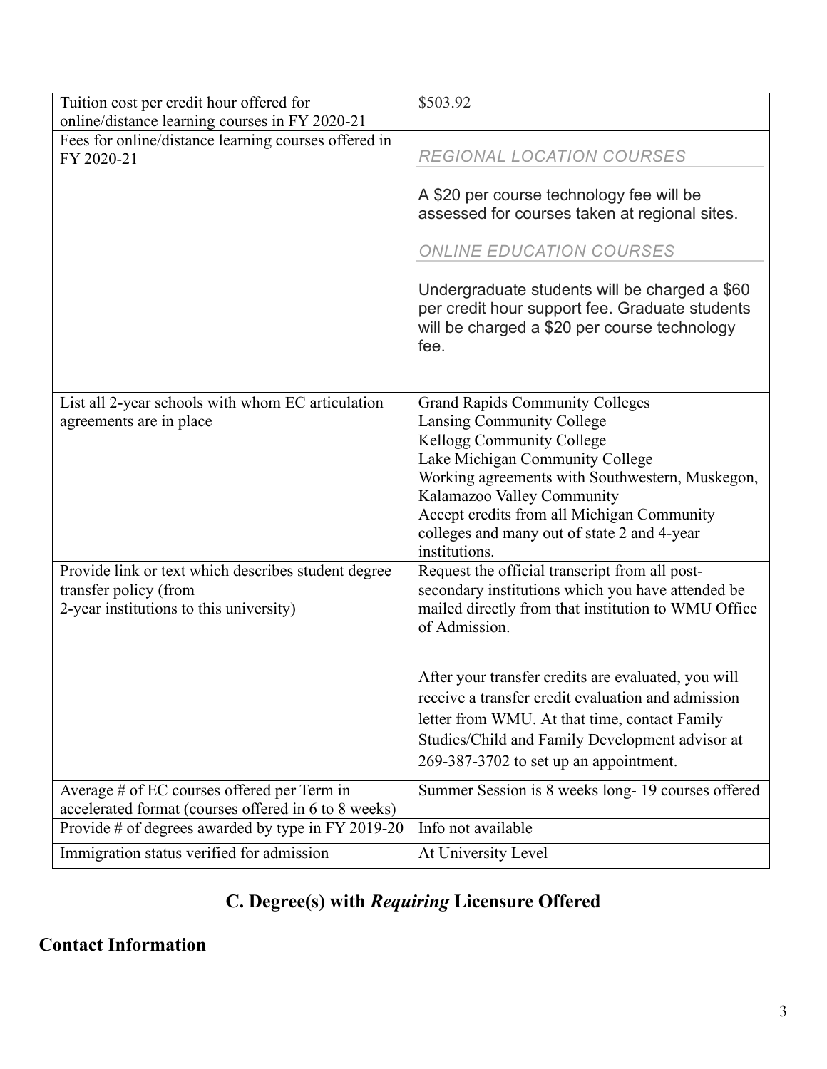| | |
|---|---|
| Tuition cost per credit hour offered for online/distance learning courses in FY 2020-21 | $503.92 |
| Fees for online/distance learning courses offered in FY 2020-21 | *REGIONAL LOCATION COURSES*<br><br>A $20 per course technology fee will be assessed for courses taken at regional sites.<br><br>*ONLINE EDUCATION COURSES*<br><br>Undergraduate students will be charged a $60 per credit hour support fee. Graduate students will be charged a $20 per course technology fee. |
| List all 2-year schools with whom EC articulation agreements are in place | Grand Rapids Community Colleges<br>Lansing Community College<br>Kellogg Community College<br>Lake Michigan Community College<br>Working agreements with Southwestern, Muskegon, Kalamazoo Valley Community<br>Accept credits from all Michigan Community colleges and many out of state 2 and 4-year institutions. |
| Provide link or text which describes student degree transfer policy (from 2-year institutions to this university) | Request the official transcript from all post-secondary institutions which you have attended be mailed directly from that institution to WMU Office of Admission.<br><br>After your transfer credits are evaluated, you will receive a transfer credit evaluation and admission letter from WMU. At that time, contact Family Studies/Child and Family Development advisor at 269-387-3702 to set up an appointment. |
| Average # of EC courses offered per Term in accelerated format (courses offered in 6 to 8 weeks) | Summer Session is 8 weeks long- 19 courses offered |
| Provide # of degrees awarded by type in FY 2019-20 | Info not available |
| Immigration status verified for admission | At University Level |

## C. Degree(s) with *Requiring* Licensure Offered

## Contact Information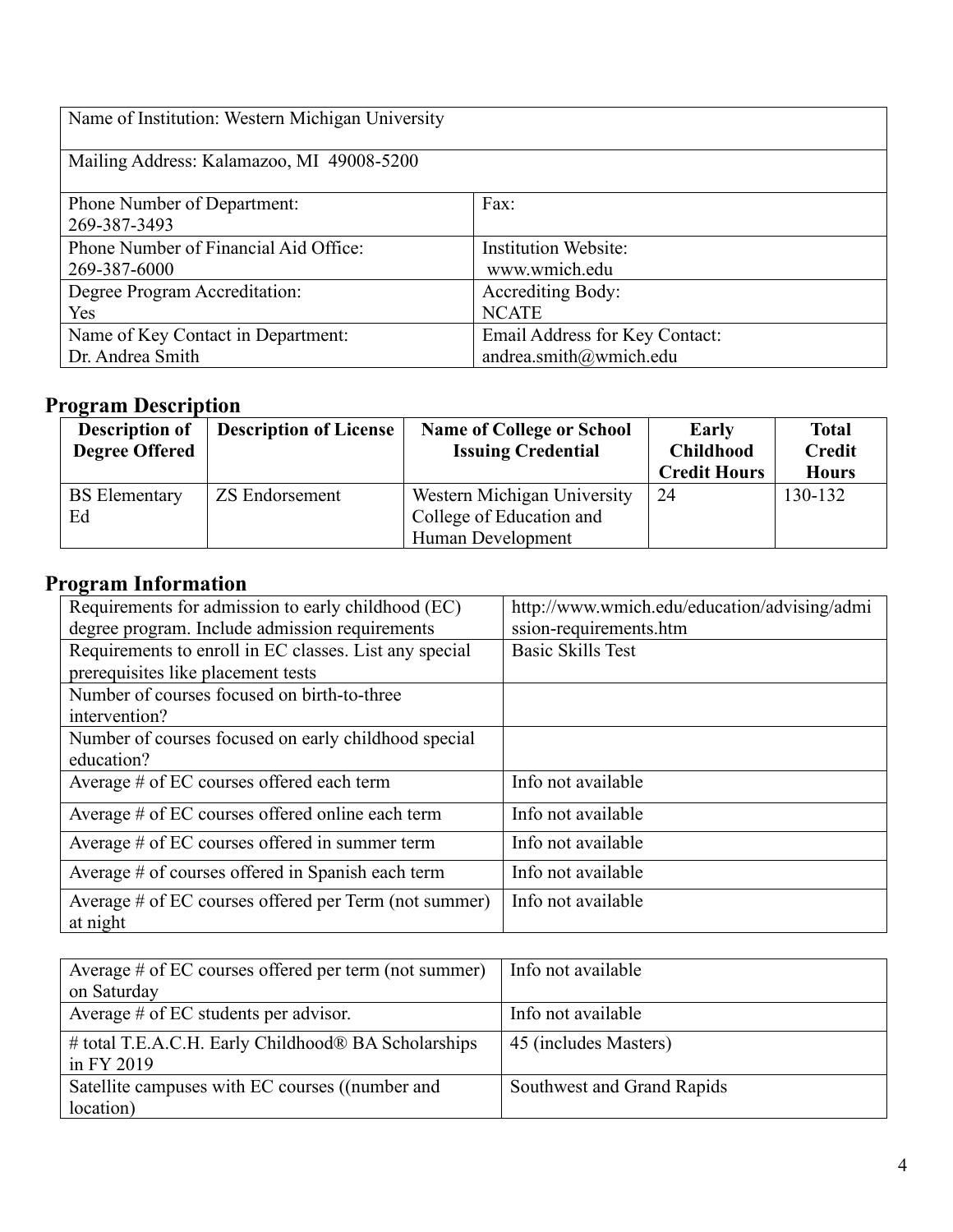| Name of Institution: Western Michigan University | |
|---|---|
| Mailing Address: Kalamazoo, MI 49008-5200 | |
| Phone Number of Department: 269-387-3493 | Fax: |
| Phone Number of Financial Aid Office: 269-387-6000 | Institution Website: www.wmich.edu |
| Degree Program Accreditation: Yes | Accrediting Body: NCATE |
| Name of Key Contact in Department: Dr. Andrea Smith | Email Address for Key Contact: andrea.smith@wmich.edu |

## Program Description

| Description of Degree Offered | Description of License | Name of College or School Issuing Credential | Early Childhood Credit Hours | Total Credit Hours |
|---|---|---|---|---|
| BS Elementary Ed | ZS Endorsement | Western Michigan University College of Education and Human Development | 24 | 130-132 |

## Program Information

| Requirements for admission to early childhood (EC) degree program. Include admission requirements | http://www.wmich.edu/education/advising/admission-requirements.htm |
|---|---|
| Requirements to enroll in EC classes. List any special prerequisites like placement tests | Basic Skills Test |
| Number of courses focused on birth-to-three intervention? | |
| Number of courses focused on early childhood special education? | |
| Average # of EC courses offered each term | Info not available |
| Average # of EC courses offered online each term | Info not available |
| Average # of EC courses offered in summer term | Info not available |
| Average # of courses offered in Spanish each term | Info not available |
| Average # of EC courses offered per Term (not summer) at night | Info not available |
| Average # of EC courses offered per term (not summer) on Saturday | Info not available |
| Average # of EC students per advisor. | Info not available |
| # total T.E.A.C.H. Early Childhood® BA Scholarships in FY 2019 | 45 (includes Masters) |
| Satellite campuses with EC courses ((number and location) | Southwest and Grand Rapids |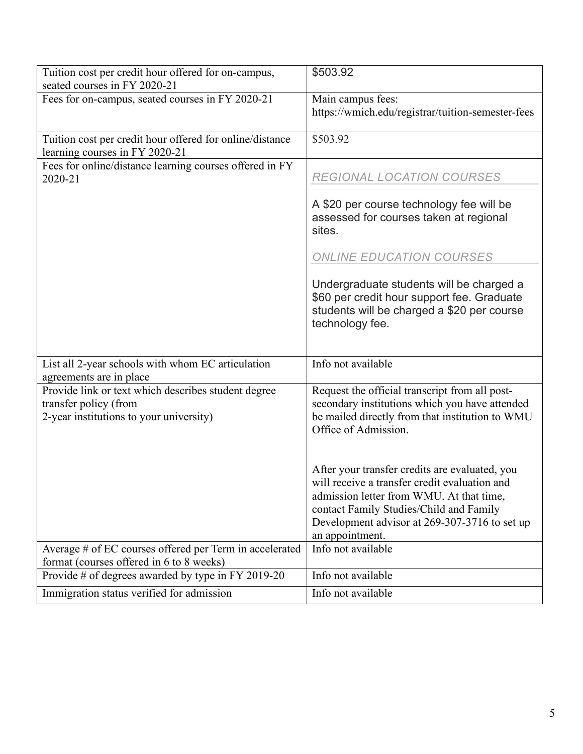| | |
|---|---|
| Tuition cost per credit hour offered for on-campus, seated courses in FY 2020-21 | $503.92 |
| Fees for on-campus, seated courses in FY 2020-21 | Main campus fees: https://wmich.edu/registrar/tuition-semester-fees |
| Tuition cost per credit hour offered for online/distance learning courses in FY 2020-21 | $503.92 |
| Fees for online/distance learning courses offered in FY 2020-21 | *REGIONAL LOCATION COURSES*<br><br>A $20 per course technology fee will be assessed for courses taken at regional sites.<br><br>*ONLINE EDUCATION COURSES*<br><br>Undergraduate students will be charged a $60 per credit hour support fee. Graduate students will be charged a $20 per course technology fee. |
| List all 2-year schools with whom EC articulation agreements are in place | Info not available |
| Provide link or text which describes student degree transfer policy (from 2-year institutions to your university) | Request the official transcript from all post-secondary institutions which you have attended be mailed directly from that institution to WMU Office of Admission.<br><br>After your transfer credits are evaluated, you will receive a transfer credit evaluation and admission letter from WMU. At that time, contact Family Studies/Child and Family Development advisor at 269-307-3716 to set up an appointment. |
| Average # of EC courses offered per Term in accelerated format (courses offered in 6 to 8 weeks) | Info not available |
| Provide # of degrees awarded by type in FY 2019-20 | Info not available |
| Immigration status verified for admission | Info not available |